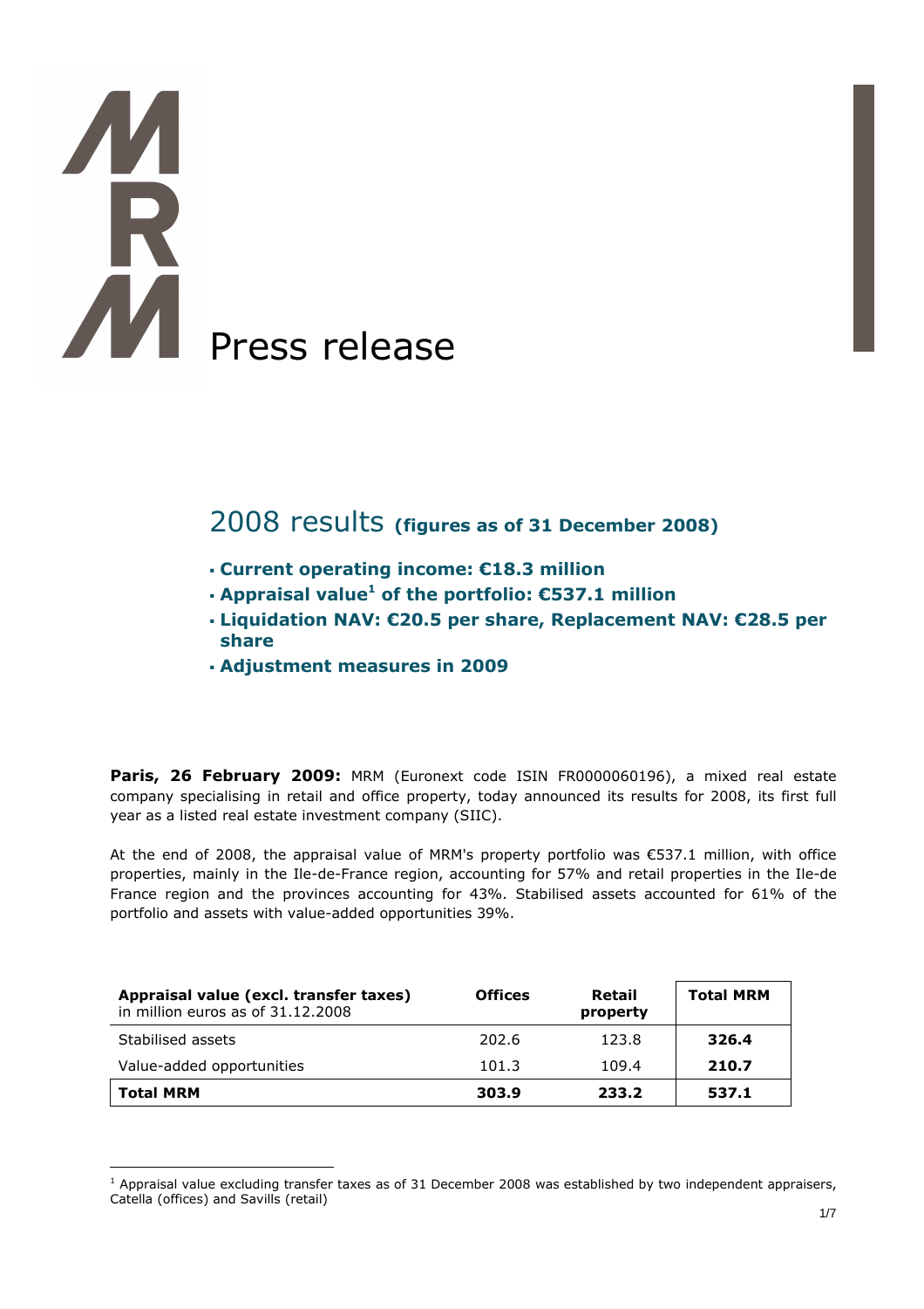# Press release

## 2008 results **(figures as of 31 December 2008)**

- **Current operating income: €18.3 million**
- **Appraisal value[1] of the portfolio: €537.1 million**
- **Liquidation NAV: €20.5 per share, Replacement NAV: €28.5 per share**
- **Adjustment measures in 2009**

**Paris, 26 February 2009:** MRM (Euronext code ISIN FR0000060196), a mixed real estate company specialising in retail and office property, today announced its results for 2008, its first full year as a listed real estate investment company (SIIC).

At the end of 2008, the appraisal value of MRM's property portfolio was €537.1 million, with office properties, mainly in the Ile-de-France region, accounting for 57% and retail properties in the Ile-de France region and the provinces accounting for 43%. Stabilised assets accounted for 61% of the portfolio and assets with value-added opportunities 39%.

| **Appraisal value (excl. transfer taxes)** in million euros as of 31.12.2008 | **Offices** | **Retail property** | **Total MRM** |
|---|---|---|---|
| Stabilised assets | 202.6 | 123.8 | **326.4** |
| Value-added opportunities | 101.3 | 109.4 | **210.7** |
| **Total MRM** | **303.9** | **233.2** | **537.1** |

[1] Appraisal value excluding transfer taxes as of 31 December 2008 was established by two independent appraisers, Catella (offices) and Savills (retail)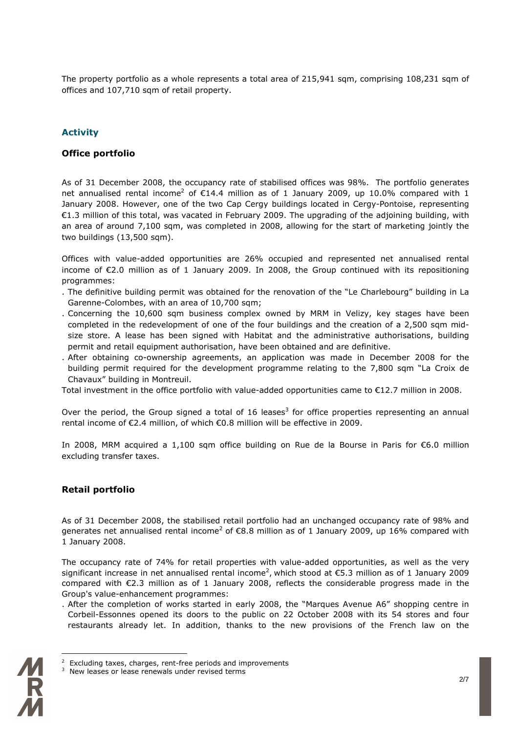The property portfolio as a whole represents a total area of 215,941 sqm, comprising 108,231 sqm of offices and 107,710 sqm of retail property.

## Activity

### Office portfolio

As of 31 December 2008, the occupancy rate of stabilised offices was 98%. The portfolio generates net annualised rental income[2] of €14.4 million as of 1 January 2009, up 10.0% compared with 1 January 2008. However, one of the two Cap Cergy buildings located in Cergy-Pontoise, representing €1.3 million of this total, was vacated in February 2009. The upgrading of the adjoining building, with an area of around 7,100 sqm, was completed in 2008, allowing for the start of marketing jointly the two buildings (13,500 sqm).

Offices with value-added opportunities are 26% occupied and represented net annualised rental income of €2.0 million as of 1 January 2009. In 2008, the Group continued with its repositioning programmes:

- The definitive building permit was obtained for the renovation of the "Le Charlebourg" building in La Garenne-Colombes, with an area of 10,700 sqm;
- Concerning the 10,600 sqm business complex owned by MRM in Velizy, key stages have been completed in the redevelopment of one of the four buildings and the creation of a 2,500 sqm mid-size store. A lease has been signed with Habitat and the administrative authorisations, building permit and retail equipment authorisation, have been obtained and are definitive.
- After obtaining co-ownership agreements, an application was made in December 2008 for the building permit required for the development programme relating to the 7,800 sqm "La Croix de Chavaux" building in Montreuil.

Total investment in the office portfolio with value-added opportunities came to €12.7 million in 2008.

Over the period, the Group signed a total of 16 leases[3] for office properties representing an annual rental income of €2.4 million, of which €0.8 million will be effective in 2009.

In 2008, MRM acquired a 1,100 sqm office building on Rue de la Bourse in Paris for €6.0 million excluding transfer taxes.

### Retail portfolio

As of 31 December 2008, the stabilised retail portfolio had an unchanged occupancy rate of 98% and generates net annualised rental income[2] of €8.8 million as of 1 January 2009, up 16% compared with 1 January 2008.

The occupancy rate of 74% for retail properties with value-added opportunities, as well as the very significant increase in net annualised rental income[2], which stood at €5.3 million as of 1 January 2009 compared with €2.3 million as of 1 January 2008, reflects the considerable progress made in the Group's value-enhancement programmes:

- After the completion of works started in early 2008, the "Marques Avenue A6" shopping centre in Corbeil-Essonnes opened its doors to the public on 22 October 2008 with its 54 stores and four restaurants already let. In addition, thanks to the new provisions of the French law on the

---

[2] Excluding taxes, charges, rent-free periods and improvements

[3] New leases or lease renewals under revised terms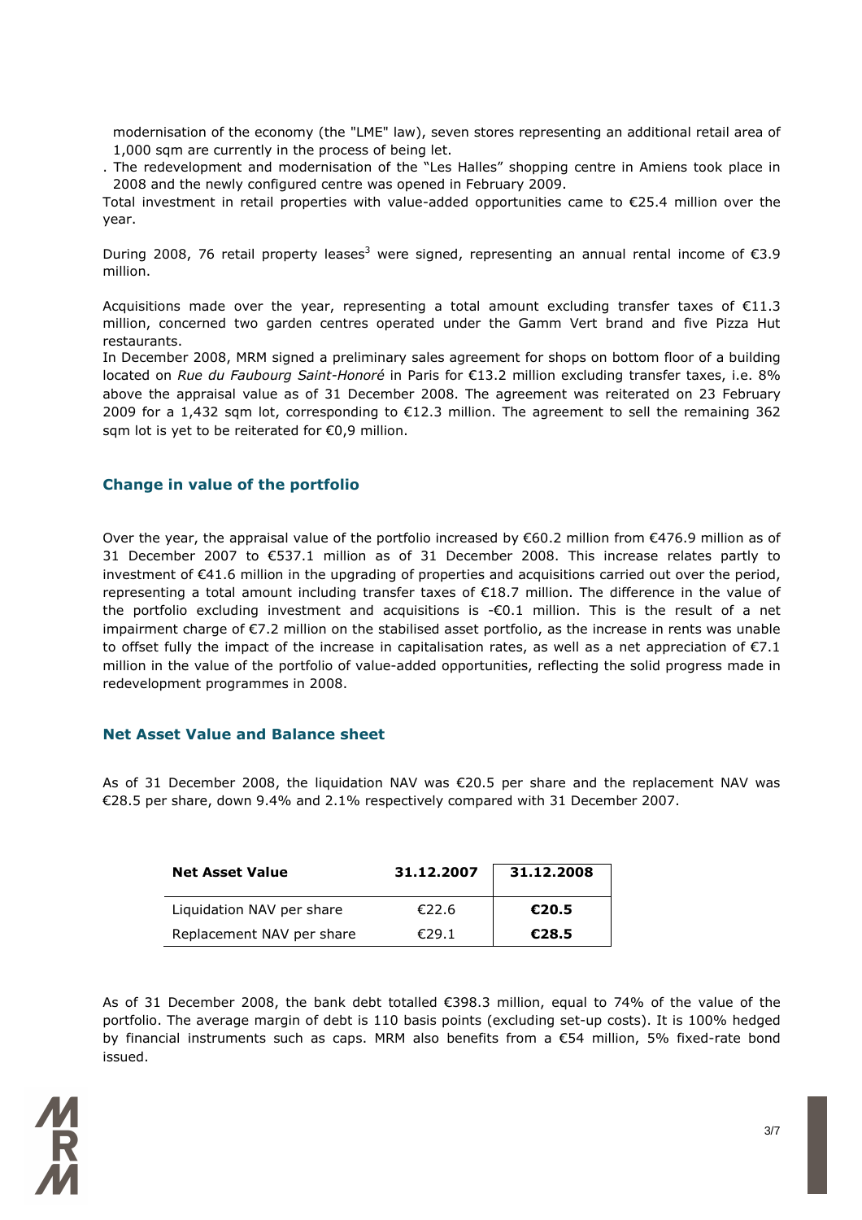modernisation of the economy (the "LME" law), seven stores representing an additional retail area of 1,000 sqm are currently in the process of being let.

. The redevelopment and modernisation of the "Les Halles" shopping centre in Amiens took place in 2008 and the newly configured centre was opened in February 2009.

Total investment in retail properties with value-added opportunities came to €25.4 million over the year.

During 2008, 76 retail property leases[3] were signed, representing an annual rental income of €3.9 million.

Acquisitions made over the year, representing a total amount excluding transfer taxes of €11.3 million, concerned two garden centres operated under the Gamm Vert brand and five Pizza Hut restaurants.

In December 2008, MRM signed a preliminary sales agreement for shops on bottom floor of a building located on *Rue du Faubourg Saint-Honoré* in Paris for €13.2 million excluding transfer taxes, i.e. 8% above the appraisal value as of 31 December 2008. The agreement was reiterated on 23 February 2009 for a 1,432 sqm lot, corresponding to €12.3 million. The agreement to sell the remaining 362 sqm lot is yet to be reiterated for €0,9 million.

## Change in value of the portfolio

Over the year, the appraisal value of the portfolio increased by €60.2 million from €476.9 million as of 31 December 2007 to €537.1 million as of 31 December 2008. This increase relates partly to investment of €41.6 million in the upgrading of properties and acquisitions carried out over the period, representing a total amount including transfer taxes of €18.7 million. The difference in the value of the portfolio excluding investment and acquisitions is -€0.1 million. This is the result of a net impairment charge of €7.2 million on the stabilised asset portfolio, as the increase in rents was unable to offset fully the impact of the increase in capitalisation rates, as well as a net appreciation of €7.1 million in the value of the portfolio of value-added opportunities, reflecting the solid progress made in redevelopment programmes in 2008.

## Net Asset Value and Balance sheet

As of 31 December 2008, the liquidation NAV was €20.5 per share and the replacement NAV was €28.5 per share, down 9.4% and 2.1% respectively compared with 31 December 2007.

| Net Asset Value | 31.12.2007 | 31.12.2008 |
|---|---|---|
| Liquidation NAV per share | €22.6 | **€20.5** |
| Replacement NAV per share | €29.1 | **€28.5** |

As of 31 December 2008, the bank debt totalled €398.3 million, equal to 74% of the value of the portfolio. The average margin of debt is 110 basis points (excluding set-up costs). It is 100% hedged by financial instruments such as caps. MRM also benefits from a €54 million, 5% fixed-rate bond issued.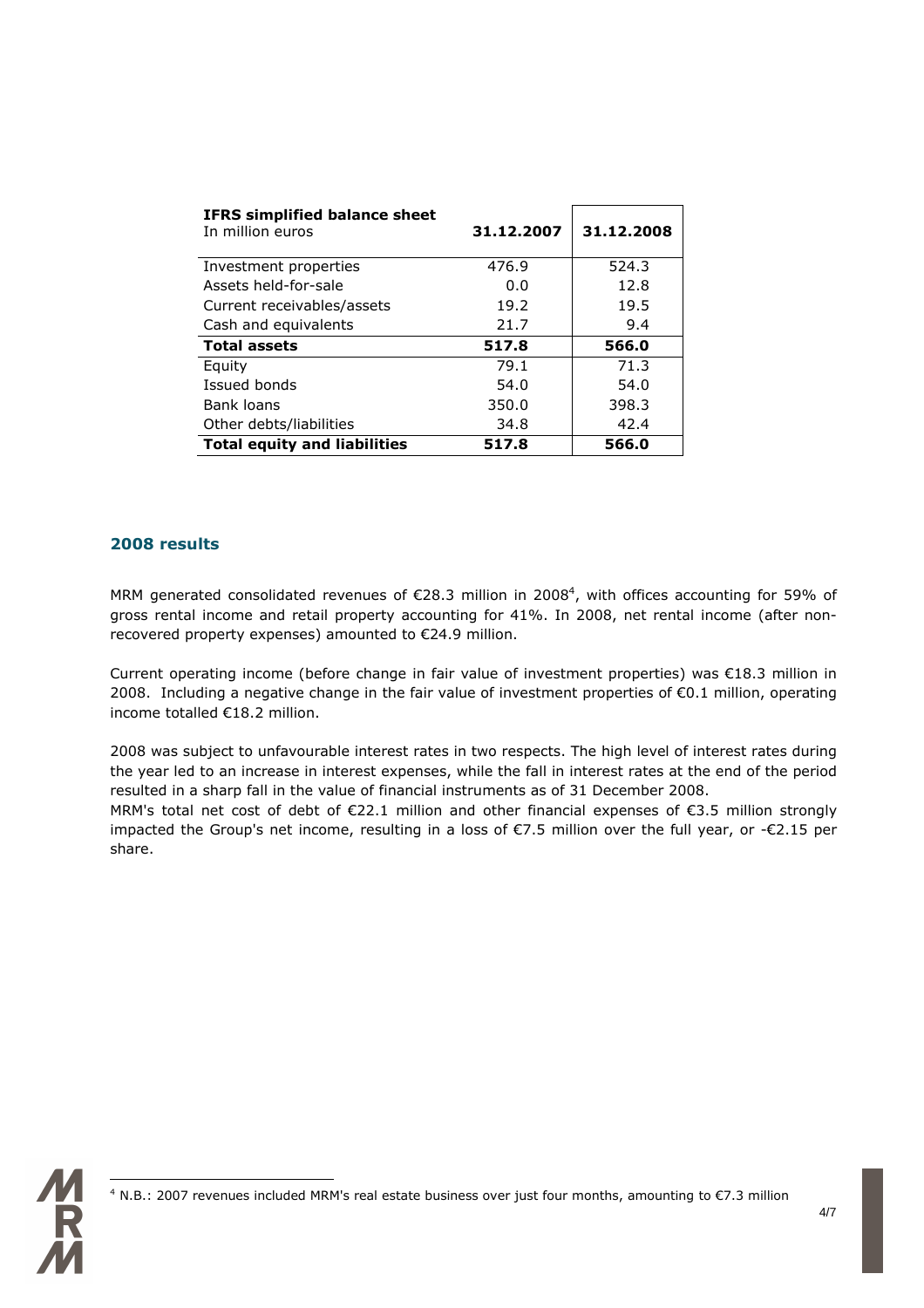| **IFRS simplified balance sheet** In million euros | **31.12.2007** | **31.12.2008** |
|---|---|---|
| Investment properties | 476.9 | 524.3 |
| Assets held-for-sale | 0.0 | 12.8 |
| Current receivables/assets | 19.2 | 19.5 |
| Cash and equivalents | 21.7 | 9.4 |
| **Total assets** | **517.8** | **566.0** |
| Equity | 79.1 | 71.3 |
| Issued bonds | 54.0 | 54.0 |
| Bank loans | 350.0 | 398.3 |
| Other debts/liabilities | 34.8 | 42.4 |
| **Total equity and liabilities** | **517.8** | **566.0** |

## 2008 results

MRM generated consolidated revenues of €28.3 million in 2008[4], with offices accounting for 59% of gross rental income and retail property accounting for 41%. In 2008, net rental income (after non-recovered property expenses) amounted to €24.9 million.

Current operating income (before change in fair value of investment properties) was €18.3 million in 2008. Including a negative change in the fair value of investment properties of €0.1 million, operating income totalled €18.2 million.

2008 was subject to unfavourable interest rates in two respects. The high level of interest rates during the year led to an increase in interest expenses, while the fall in interest rates at the end of the period resulted in a sharp fall in the value of financial instruments as of 31 December 2008.

MRM's total net cost of debt of €22.1 million and other financial expenses of €3.5 million strongly impacted the Group's net income, resulting in a loss of €7.5 million over the full year, or -€2.15 per share.

[4] N.B.: 2007 revenues included MRM's real estate business over just four months, amounting to €7.3 million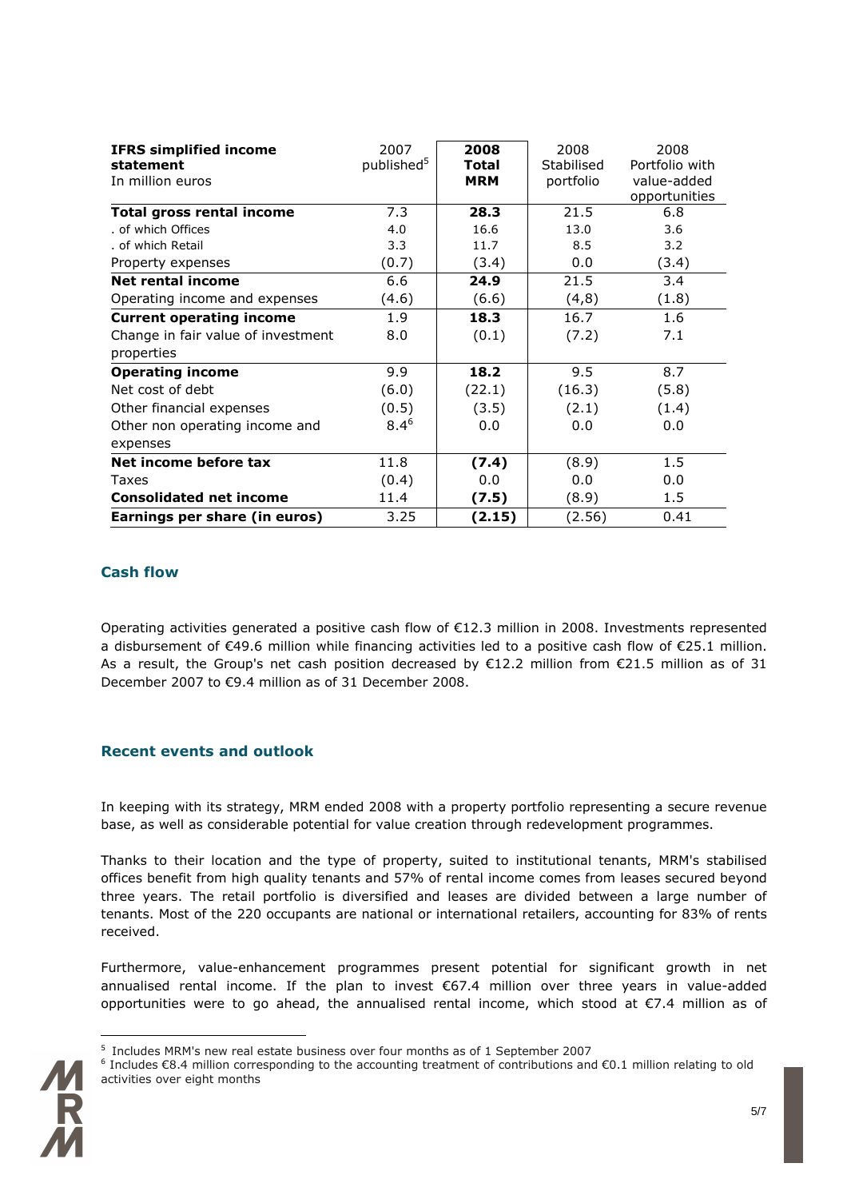| **IFRS simplified income statement** In million euros | 2007 published[5] | **2008 Total MRM** | 2008 Stabilised portfolio | 2008 Portfolio with value-added opportunities |
|---|---|---|---|---|
| **Total gross rental income** | 7.3 | **28.3** | 21.5 | 6.8 |
| . of which Offices | 4.0 | 16.6 | 13.0 | 3.6 |
| . of which Retail | 3.3 | 11.7 | 8.5 | 3.2 |
| Property expenses | (0.7) | (3.4) | 0.0 | (3.4) |
| **Net rental income** | 6.6 | **24.9** | 21.5 | 3.4 |
| Operating income and expenses | (4.6) | (6.6) | (4,8) | (1.8) |
| **Current operating income** | 1.9 | **18.3** | 16.7 | 1.6 |
| Change in fair value of investment properties | 8.0 | (0.1) | (7.2) | 7.1 |
| **Operating income** | 9.9 | **18.2** | 9.5 | 8.7 |
| Net cost of debt | (6.0) | (22.1) | (16.3) | (5.8) |
| Other financial expenses | (0.5) | (3.5) | (2.1) | (1.4) |
| Other non operating income and expenses | 8.4[6] | 0.0 | 0.0 | 0.0 |
| **Net income before tax** | 11.8 | **(7.4)** | (8.9) | 1.5 |
| Taxes | (0.4) | 0.0 | 0.0 | 0.0 |
| **Consolidated net income** | 11.4 | **(7.5)** | (8.9) | 1.5 |
| **Earnings per share (in euros)** | 3.25 | **(2.15)** | (2.56) | 0.41 |

## Cash flow

Operating activities generated a positive cash flow of €12.3 million in 2008. Investments represented a disbursement of €49.6 million while financing activities led to a positive cash flow of €25.1 million. As a result, the Group's net cash position decreased by €12.2 million from €21.5 million as of 31 December 2007 to €9.4 million as of 31 December 2008.

## Recent events and outlook

In keeping with its strategy, MRM ended 2008 with a property portfolio representing a secure revenue base, as well as considerable potential for value creation through redevelopment programmes.

Thanks to their location and the type of property, suited to institutional tenants, MRM's stabilised offices benefit from high quality tenants and 57% of rental income comes from leases secured beyond three years. The retail portfolio is diversified and leases are divided between a large number of tenants. Most of the 220 occupants are national or international retailers, accounting for 83% of rents received.

Furthermore, value-enhancement programmes present potential for significant growth in net annualised rental income. If the plan to invest €67.4 million over three years in value-added opportunities were to go ahead, the annualised rental income, which stood at €7.4 million as of

[5] Includes MRM's new real estate business over four months as of 1 September 2007

[6] Includes €8.4 million corresponding to the accounting treatment of contributions and €0.1 million relating to old activities over eight months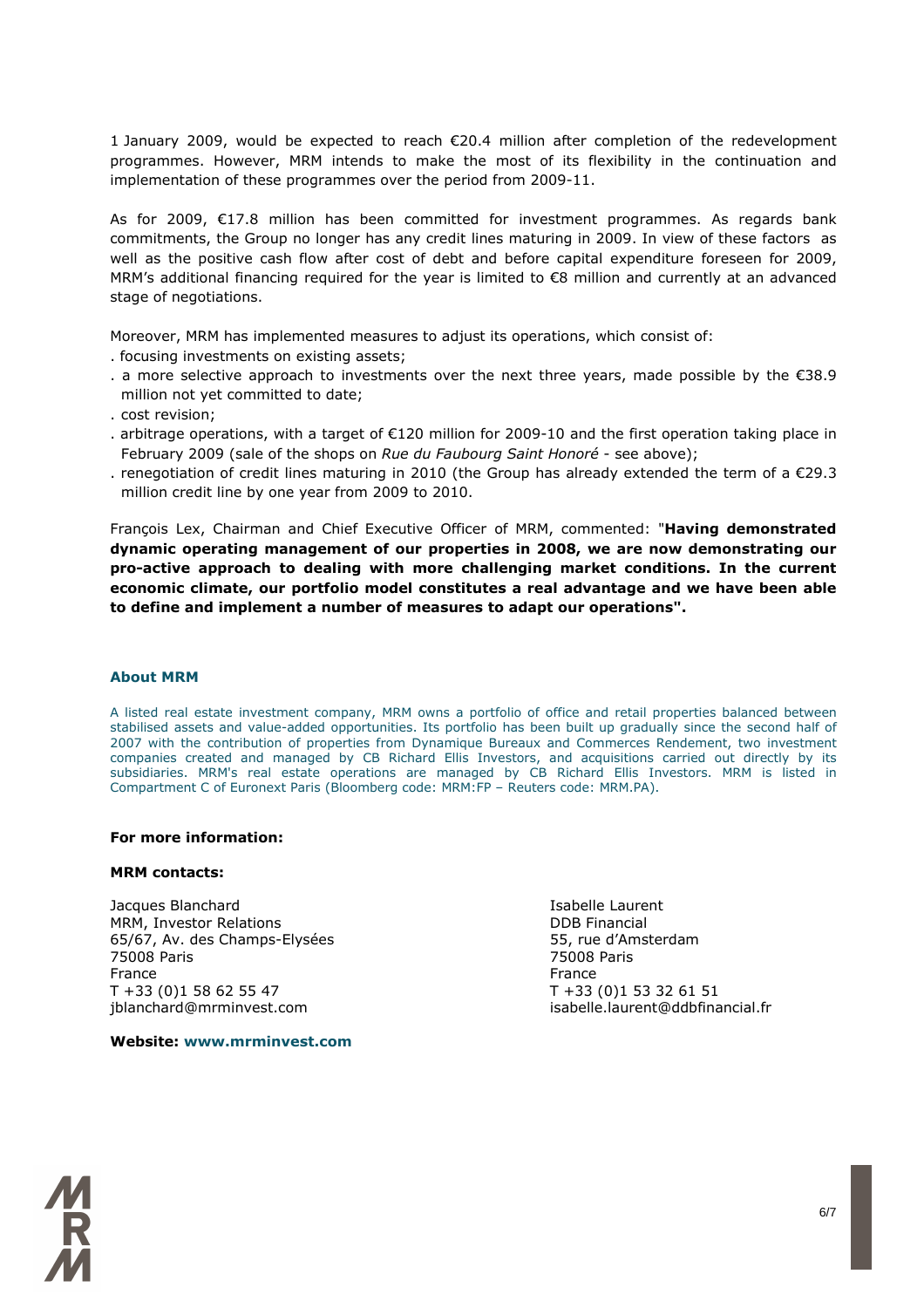1 January 2009, would be expected to reach €20.4 million after completion of the redevelopment programmes. However, MRM intends to make the most of its flexibility in the continuation and implementation of these programmes over the period from 2009-11.

As for 2009, €17.8 million has been committed for investment programmes. As regards bank commitments, the Group no longer has any credit lines maturing in 2009. In view of these factors as well as the positive cash flow after cost of debt and before capital expenditure foreseen for 2009, MRM's additional financing required for the year is limited to €8 million and currently at an advanced stage of negotiations.

Moreover, MRM has implemented measures to adjust its operations, which consist of:

. focusing investments on existing assets;
. a more selective approach to investments over the next three years, made possible by the €38.9 million not yet committed to date;
. cost revision;
. arbitrage operations, with a target of €120 million for 2009-10 and the first operation taking place in February 2009 (sale of the shops on *Rue du Faubourg Saint Honoré* - see above);
. renegotiation of credit lines maturing in 2010 (the Group has already extended the term of a €29.3 million credit line by one year from 2009 to 2010.

François Lex, Chairman and Chief Executive Officer of MRM, commented: "**Having demonstrated dynamic operating management of our properties in 2008, we are now demonstrating our pro-active approach to dealing with more challenging market conditions. In the current economic climate, our portfolio model constitutes a real advantage and we have been able to define and implement a number of measures to adapt our operations".**

**About MRM**

A listed real estate investment company, MRM owns a portfolio of office and retail properties balanced between stabilised assets and value-added opportunities. Its portfolio has been built up gradually since the second half of 2007 with the contribution of properties from Dynamique Bureaux and Commerces Rendement, two investment companies created and managed by CB Richard Ellis Investors, and acquisitions carried out directly by its subsidiaries. MRM's real estate operations are managed by CB Richard Ellis Investors. MRM is listed in Compartment C of Euronext Paris (Bloomberg code: MRM:FP – Reuters code: MRM.PA).

**For more information:**

**MRM contacts:**

Jacques Blanchard
MRM, Investor Relations
65/67, Av. des Champs-Elysées
75008 Paris
France
T +33 (0)1 58 62 55 47
jblanchard@mrminvest.com

Isabelle Laurent
DDB Financial
55, rue d'Amsterdam
75008 Paris
France
T +33 (0)1 53 32 61 51
isabelle.laurent@ddbfinancial.fr

**Website: www.mrminvest.com**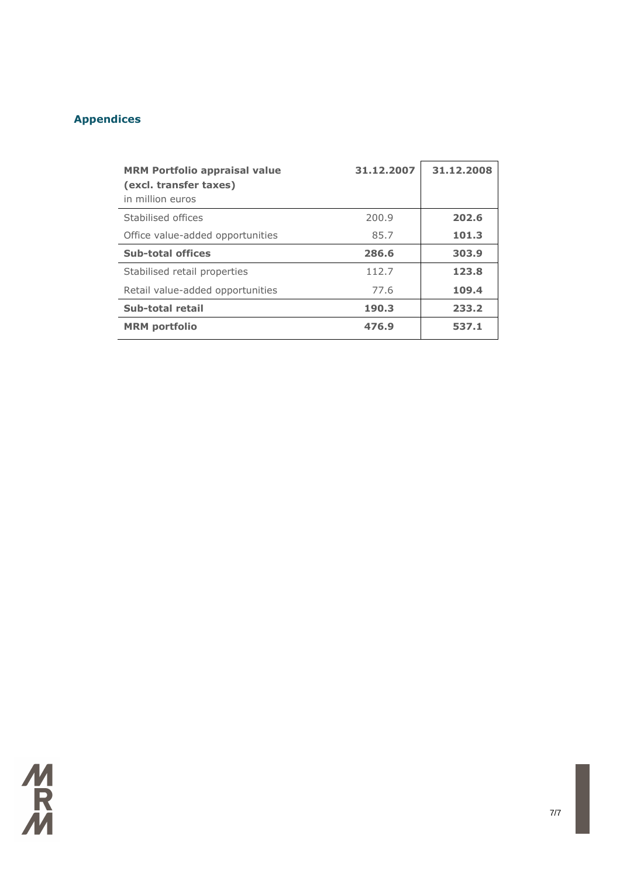## Appendices

| **MRM Portfolio appraisal value (excl. transfer taxes)** in million euros | **31.12.2007** | **31.12.2008** |
|---|---|---|
| Stabilised offices | 200.9 | **202.6** |
| Office value-added opportunities | 85.7 | **101.3** |
| **Sub-total offices** | **286.6** | **303.9** |
| Stabilised retail properties | 112.7 | **123.8** |
| Retail value-added opportunities | 77.6 | **109.4** |
| **Sub-total retail** | **190.3** | **233.2** |
| **MRM portfolio** | **476.9** | **537.1** |